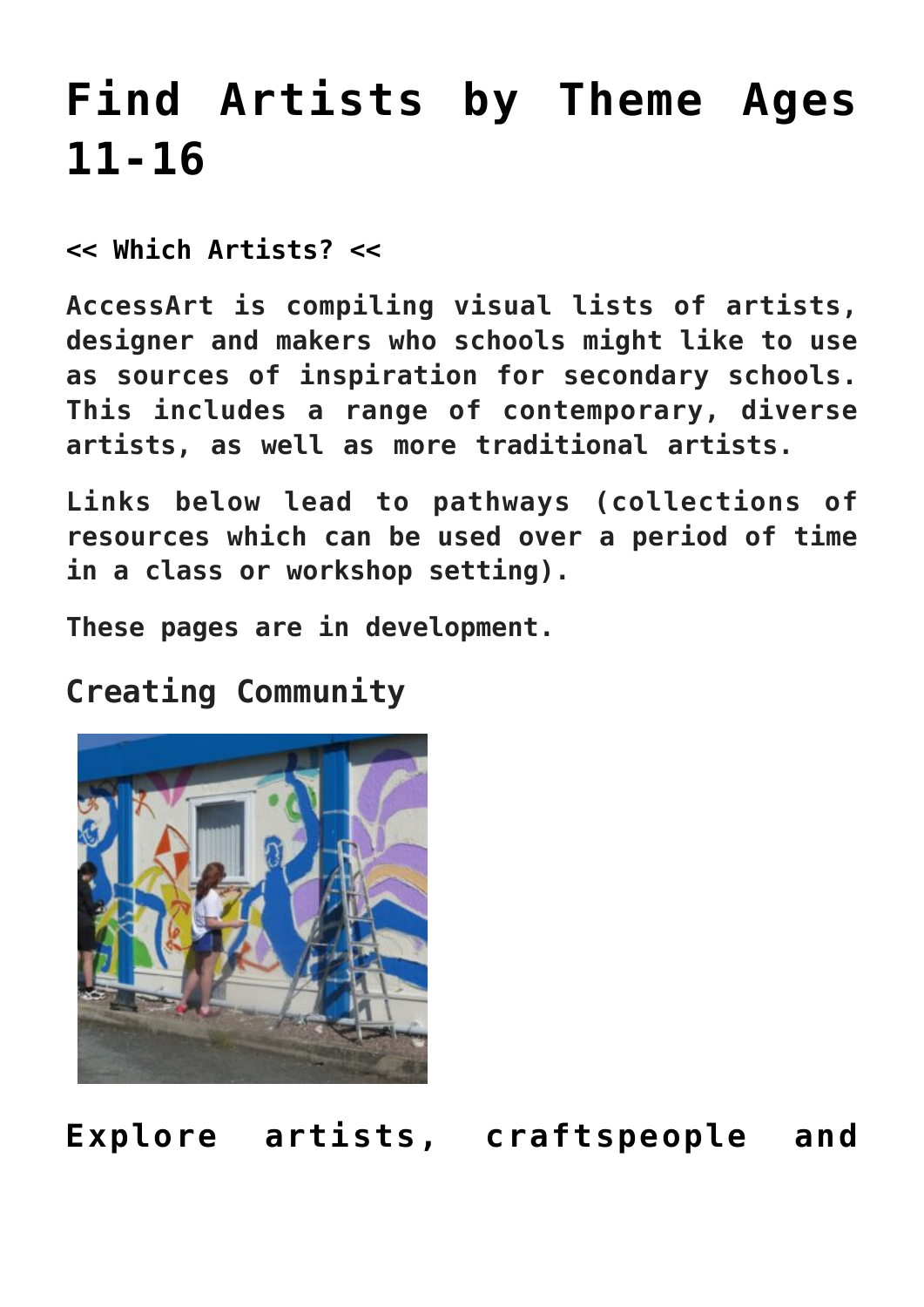# Find Artists by Theme Ages 11-16

**<< Which Artists? <<**

**AccessArt is compiling visual lists of artists, designer and makers who schools might like to use as sources of inspiration for secondary schools. This includes a range of contemporary, diverse artists, as well as more traditional artists.**

**Links below lead to pathways (collections of resources which can be used over a period of time in a class or workshop setting).**

**These pages are in development.**

## Creating Community

**Explore artists, craftspeople and**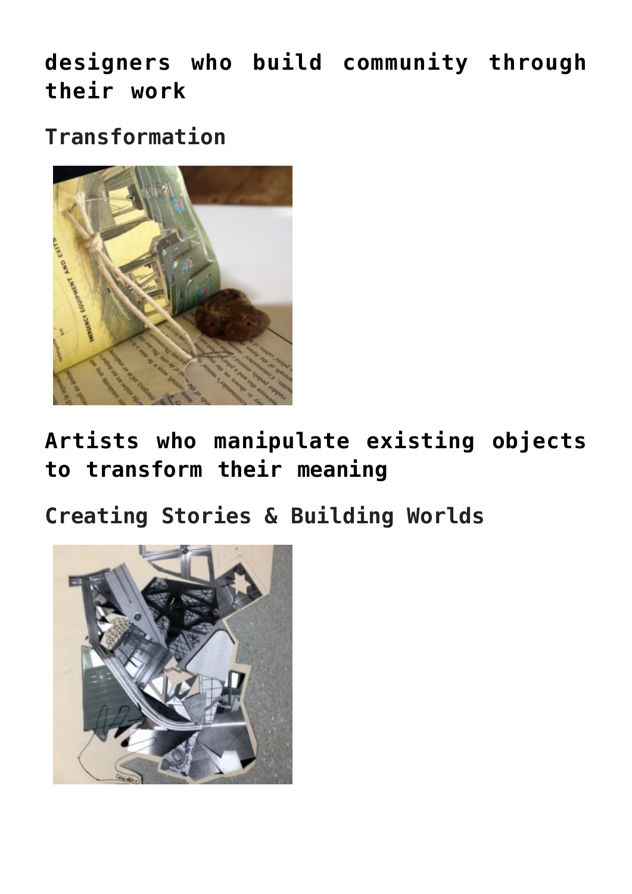**designers who build community through their work**

## Transformation

**Artists who manipulate existing objects to transform their meaning**

## Creating Stories & Building Worlds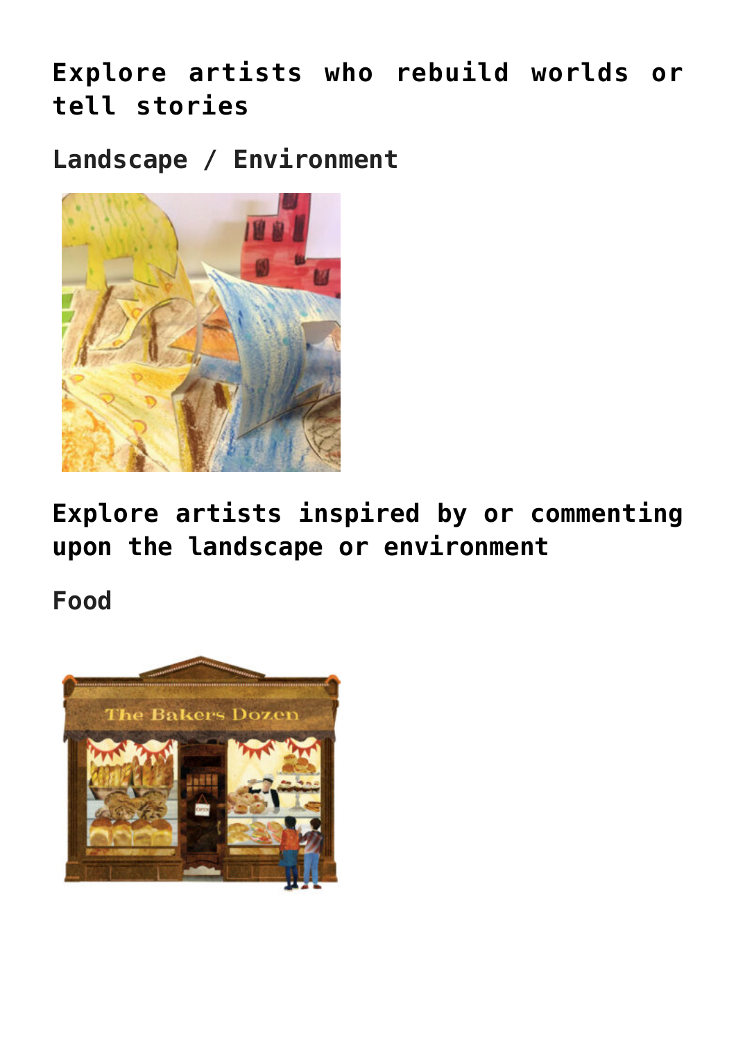## Explore artists who rebuild worlds or tell stories

### Landscape / Environment

## Explore artists inspired by or commenting upon the landscape or environment

### Food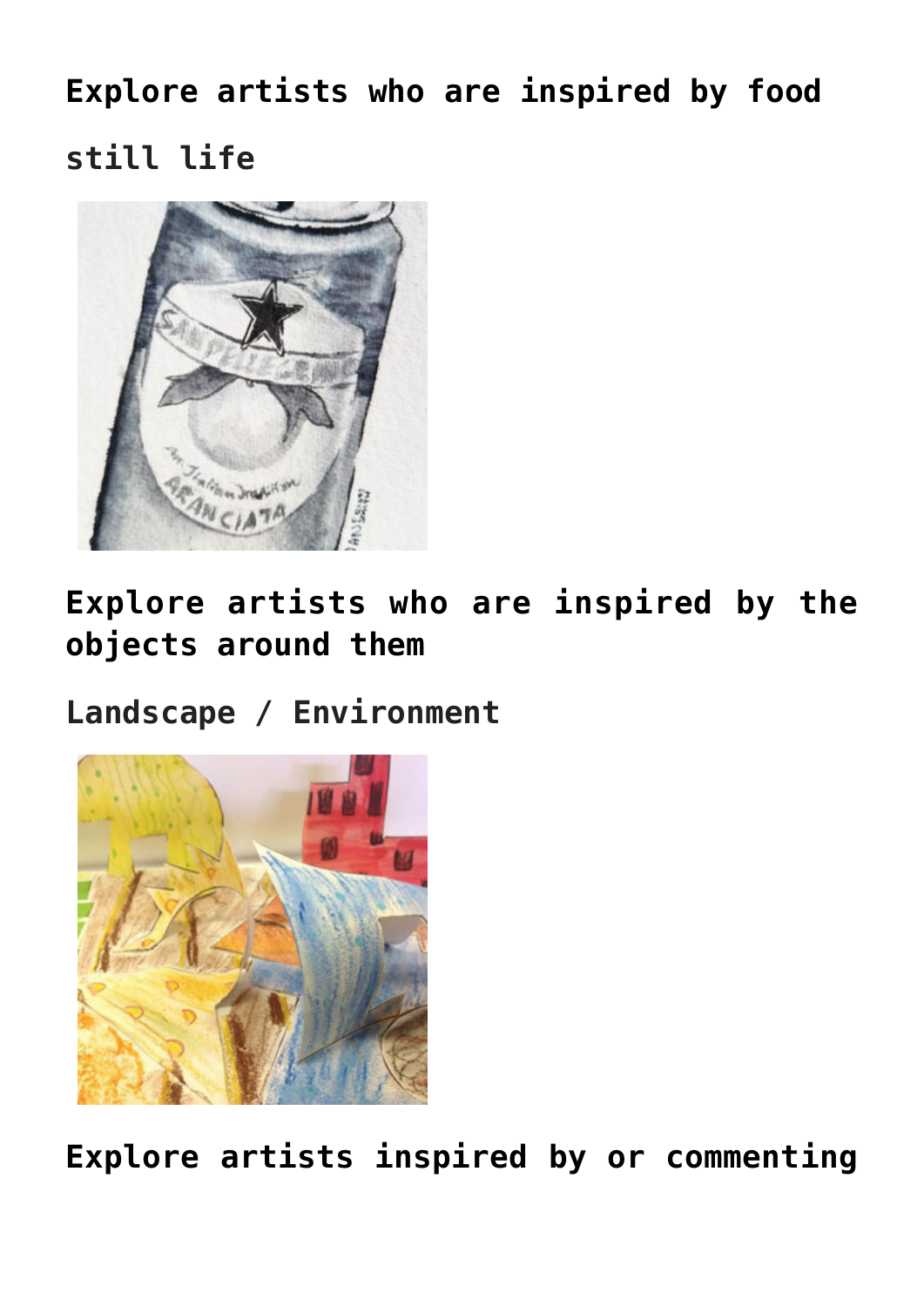## Explore artists who are inspired by food

### still life

## Explore artists who are inspired by the objects around them

### Landscape / Environment

## Explore artists inspired by or commenting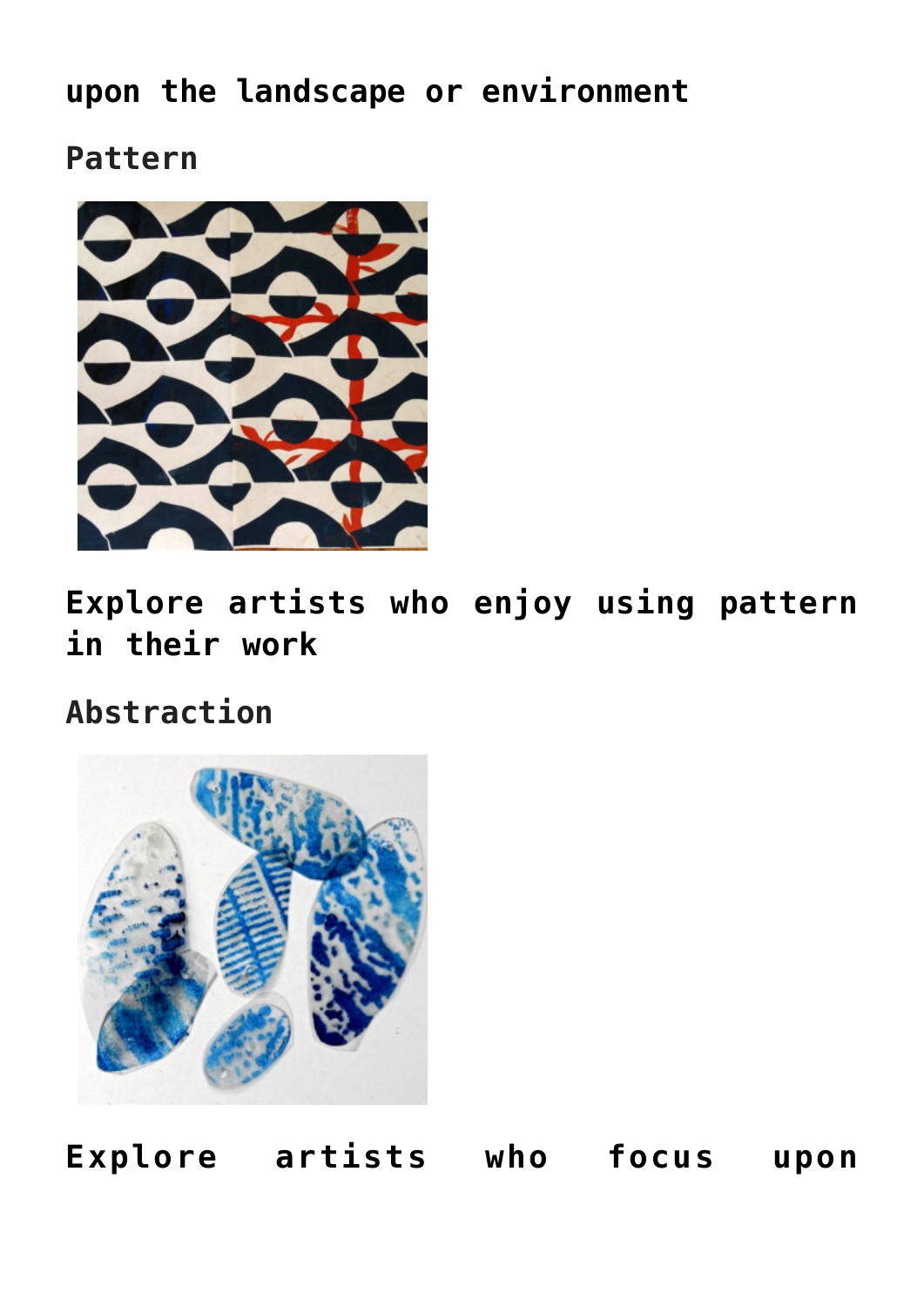**upon the landscape or environment**

## Pattern

**Explore artists who enjoy using pattern in their work**

## Abstraction

**Explore artists who focus upon**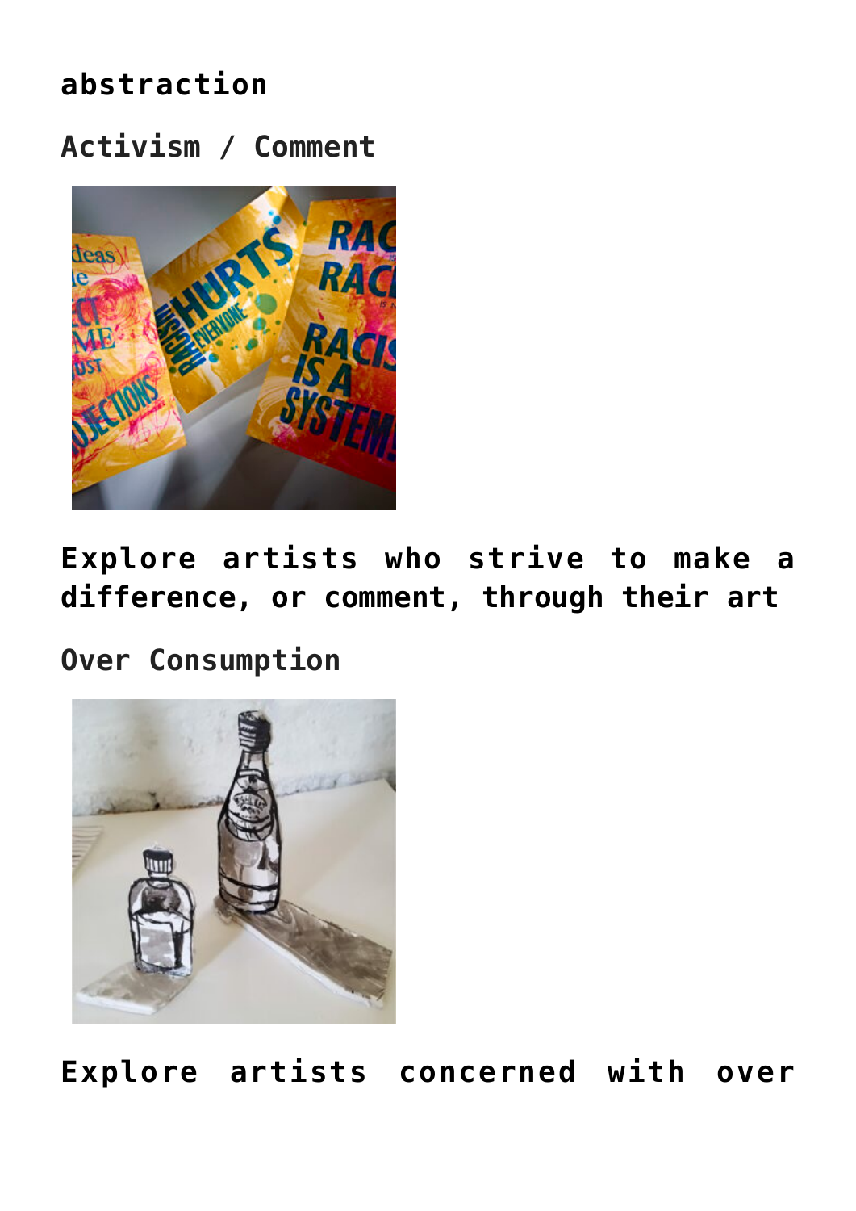**abstraction**

**Activism / Comment**

**Explore artists who strive to make a difference, or comment, through their art**

**Over Consumption**

**Explore artists concerned with over**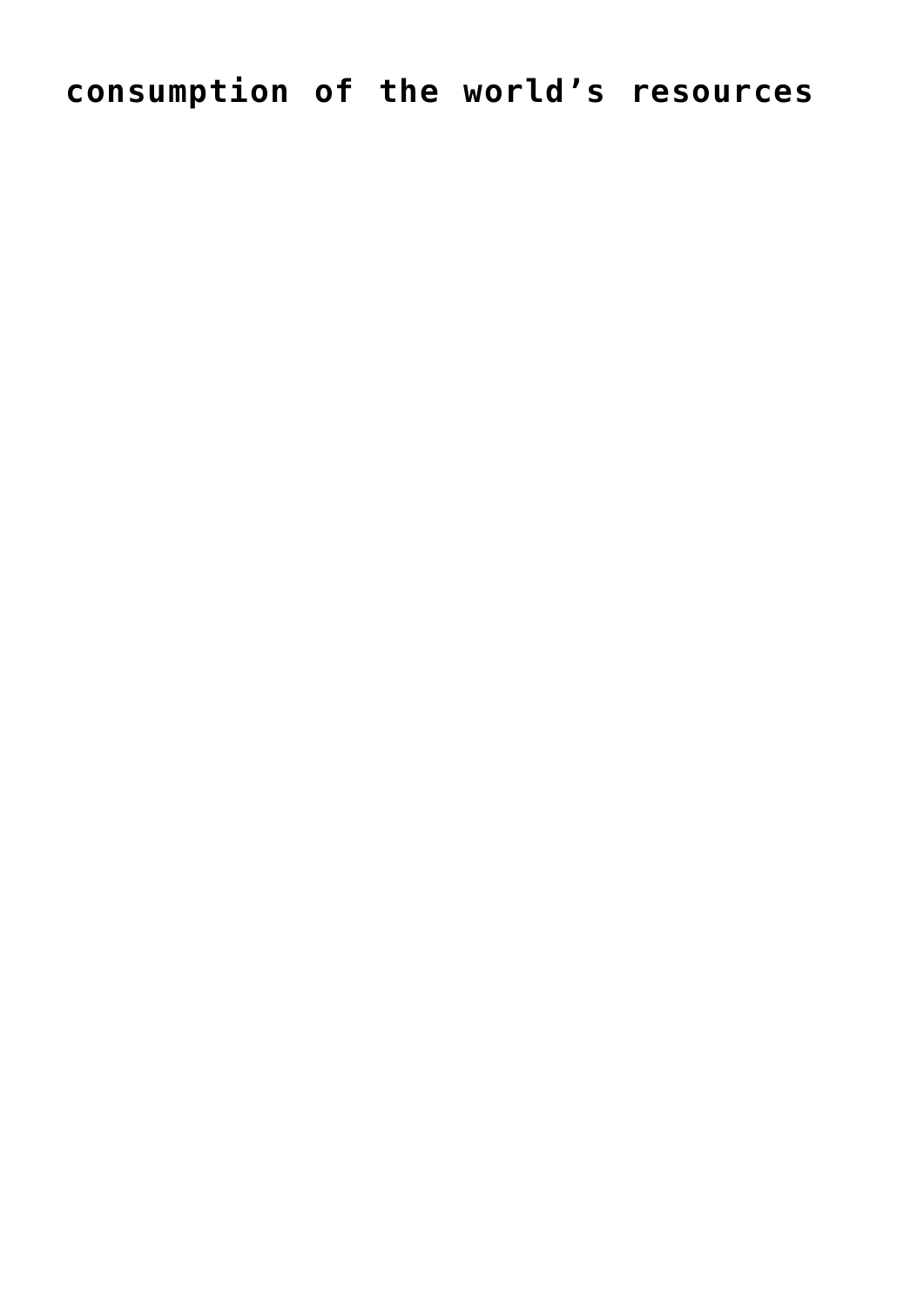**consumption of the world’s resources**